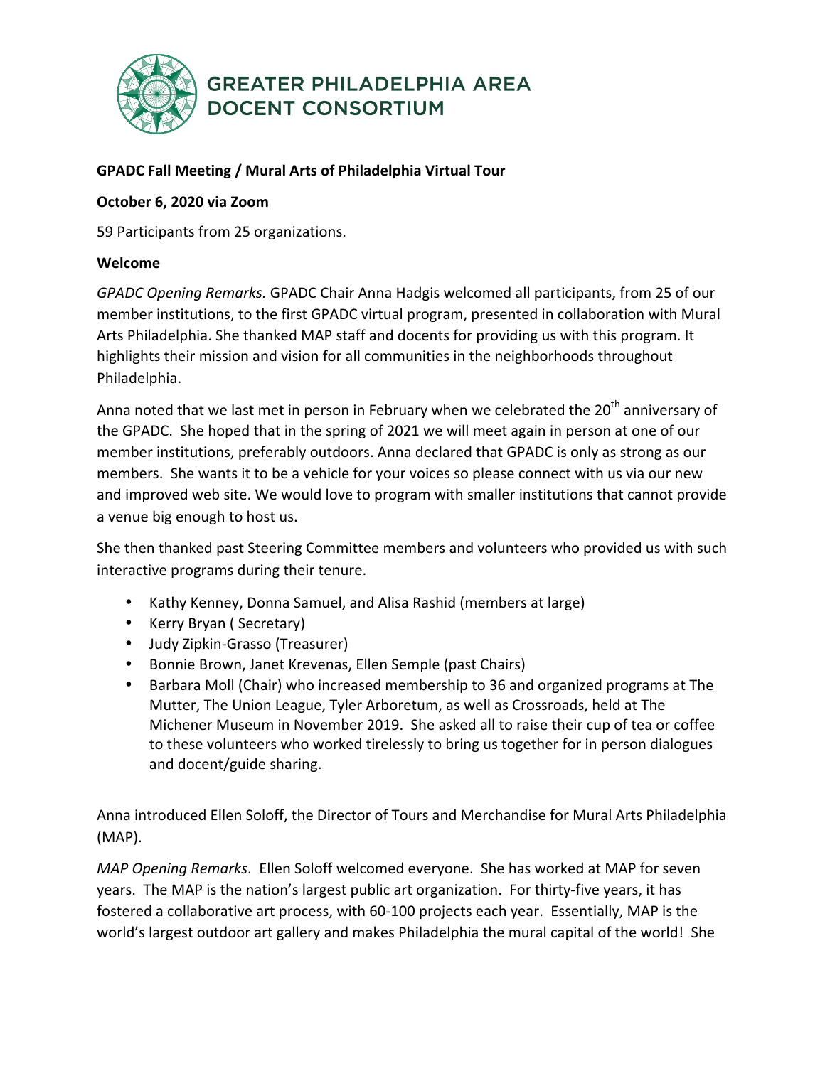GREATER PHILADELPHIA AREA DOCENT CONSORTIUM

**GPADC Fall Meeting / Mural Arts of Philadelphia Virtual Tour**

**October 6, 2020 via Zoom**

59 Participants from 25 organizations.

**Welcome**

*GPADC Opening Remarks.* GPADC Chair Anna Hadgis welcomed all participants, from 25 of our member institutions, to the first GPADC virtual program, presented in collaboration with Mural Arts Philadelphia. She thanked MAP staff and docents for providing us with this program. It highlights their mission and vision for all communities in the neighborhoods throughout Philadelphia.

Anna noted that we last met in person in February when we celebrated the 20th anniversary of the GPADC. She hoped that in the spring of 2021 we will meet again in person at one of our member institutions, preferably outdoors. Anna declared that GPADC is only as strong as our members. She wants it to be a vehicle for your voices so please connect with us via our new and improved web site. We would love to program with smaller institutions that cannot provide a venue big enough to host us.

She then thanked past Steering Committee members and volunteers who provided us with such interactive programs during their tenure.

- Kathy Kenney, Donna Samuel, and Alisa Rashid (members at large)
- Kerry Bryan ( Secretary)
- Judy Zipkin-Grasso (Treasurer)
- Bonnie Brown, Janet Krevenas, Ellen Semple (past Chairs)
- Barbara Moll (Chair) who increased membership to 36 and organized programs at The Mutter, The Union League, Tyler Arboretum, as well as Crossroads, held at The Michener Museum in November 2019. She asked all to raise their cup of tea or coffee to these volunteers who worked tirelessly to bring us together for in person dialogues and docent/guide sharing.

Anna introduced Ellen Soloff, the Director of Tours and Merchandise for Mural Arts Philadelphia (MAP).

*MAP Opening Remarks*. Ellen Soloff welcomed everyone. She has worked at MAP for seven years. The MAP is the nation's largest public art organization. For thirty-five years, it has fostered a collaborative art process, with 60-100 projects each year. Essentially, MAP is the world's largest outdoor art gallery and makes Philadelphia the mural capital of the world! She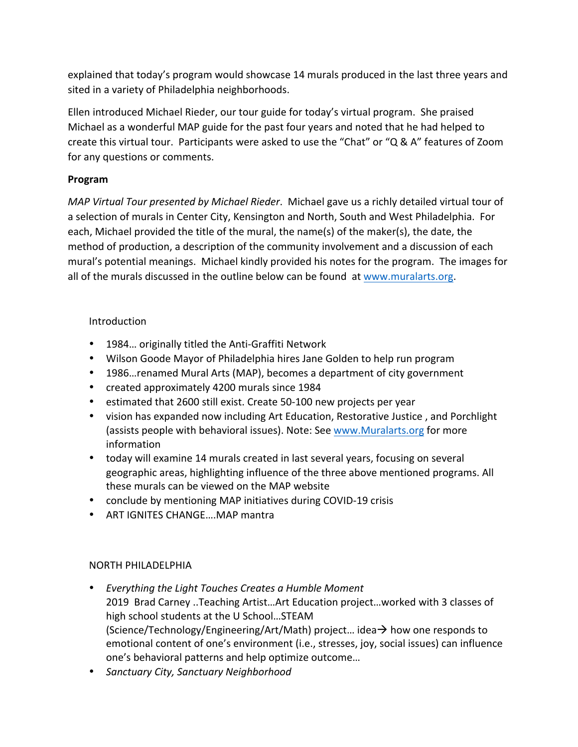explained that today's program would showcase 14 murals produced in the last three years and sited in a variety of Philadelphia neighborhoods.

Ellen introduced Michael Rieder, our tour guide for today's virtual program. She praised Michael as a wonderful MAP guide for the past four years and noted that he had helped to create this virtual tour. Participants were asked to use the "Chat" or "Q & A" features of Zoom for any questions or comments.

**Program**

*MAP Virtual Tour presented by Michael Rieder*. Michael gave us a richly detailed virtual tour of a selection of murals in Center City, Kensington and North, South and West Philadelphia. For each, Michael provided the title of the mural, the name(s) of the maker(s), the date, the method of production, a description of the community involvement and a discussion of each mural's potential meanings. Michael kindly provided his notes for the program. The images for all of the murals discussed in the outline below can be found at www.muralarts.org.

Introduction

- 1984… originally titled the Anti-Graffiti Network
- Wilson Goode Mayor of Philadelphia hires Jane Golden to help run program
- 1986…renamed Mural Arts (MAP), becomes a department of city government
- created approximately 4200 murals since 1984
- estimated that 2600 still exist. Create 50-100 new projects per year
- vision has expanded now including Art Education, Restorative Justice , and Porchlight (assists people with behavioral issues). Note: See www.Muralarts.org for more information
- today will examine 14 murals created in last several years, focusing on several geographic areas, highlighting influence of the three above mentioned programs. All these murals can be viewed on the MAP website
- conclude by mentioning MAP initiatives during COVID-19 crisis
- ART IGNITES CHANGE….MAP mantra

NORTH PHILADELPHIA

- *Everything the Light Touches Creates a Humble Moment*
  2019 Brad Carney ..Teaching Artist…Art Education project…worked with 3 classes of high school students at the U School…STEAM (Science/Technology/Engineering/Art/Math) project… idea→ how one responds to emotional content of one's environment (i.e., stresses, joy, social issues) can influence one's behavioral patterns and help optimize outcome…
- *Sanctuary City, Sanctuary Neighborhood*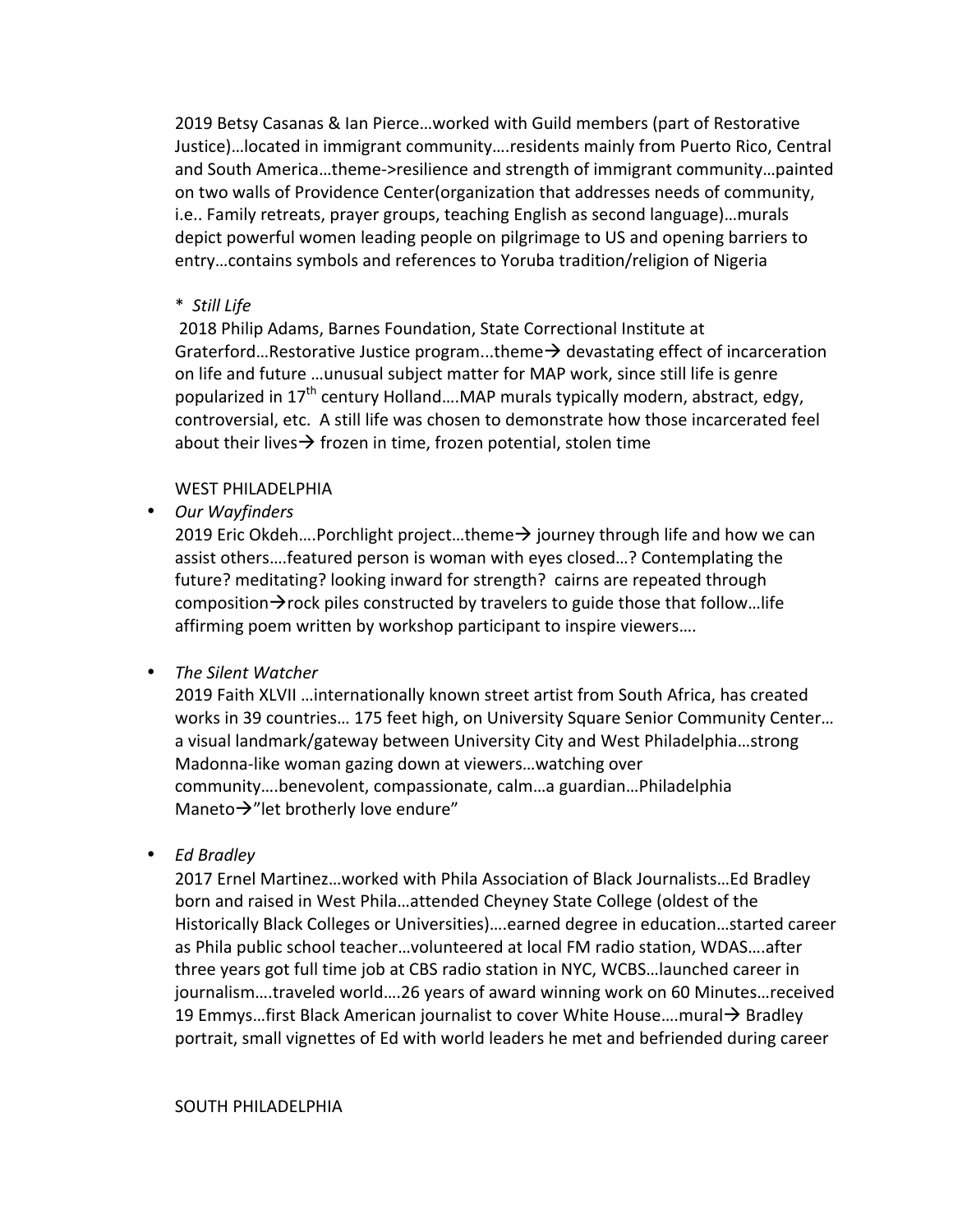2019 Betsy Casanas & Ian Pierce…worked with Guild members (part of Restorative Justice)…located in immigrant community….residents mainly from Puerto Rico, Central and South America…theme->resilience and strength of immigrant community…painted on two walls of Providence Center(organization that addresses needs of community, i.e.. Family retreats, prayer groups, teaching English as second language)…murals depict powerful women leading people on pilgrimage to US and opening barriers to entry…contains symbols and references to Yoruba tradition/religion of Nigeria

* *Still Life*

2018 Philip Adams, Barnes Foundation, State Correctional Institute at Graterford…Restorative Justice program...theme→ devastating effect of incarceration on life and future …unusual subject matter for MAP work, since still life is genre popularized in 17th century Holland….MAP murals typically modern, abstract, edgy, controversial, etc. A still life was chosen to demonstrate how those incarcerated feel about their lives→ frozen in time, frozen potential, stolen time

WEST PHILADELPHIA

- *Our Wayfinders*

  2019 Eric Okdeh….Porchlight project…theme→ journey through life and how we can assist others….featured person is woman with eyes closed…? Contemplating the future? meditating? looking inward for strength? cairns are repeated through composition→rock piles constructed by travelers to guide those that follow…life affirming poem written by workshop participant to inspire viewers….

- *The Silent Watcher*

  2019 Faith XLVII …internationally known street artist from South Africa, has created works in 39 countries… 175 feet high, on University Square Senior Community Center… a visual landmark/gateway between University City and West Philadelphia…strong Madonna-like woman gazing down at viewers…watching over community….benevolent, compassionate, calm…a guardian…Philadelphia Maneto→"let brotherly love endure"

- *Ed Bradley*

  2017 Ernel Martinez…worked with Phila Association of Black Journalists…Ed Bradley born and raised in West Phila…attended Cheyney State College (oldest of the Historically Black Colleges or Universities)….earned degree in education…started career as Phila public school teacher…volunteered at local FM radio station, WDAS….after three years got full time job at CBS radio station in NYC, WCBS…launched career in journalism….traveled world….26 years of award winning work on 60 Minutes…received 19 Emmys…first Black American journalist to cover White House….mural→ Bradley portrait, small vignettes of Ed with world leaders he met and befriended during career

SOUTH PHILADELPHIA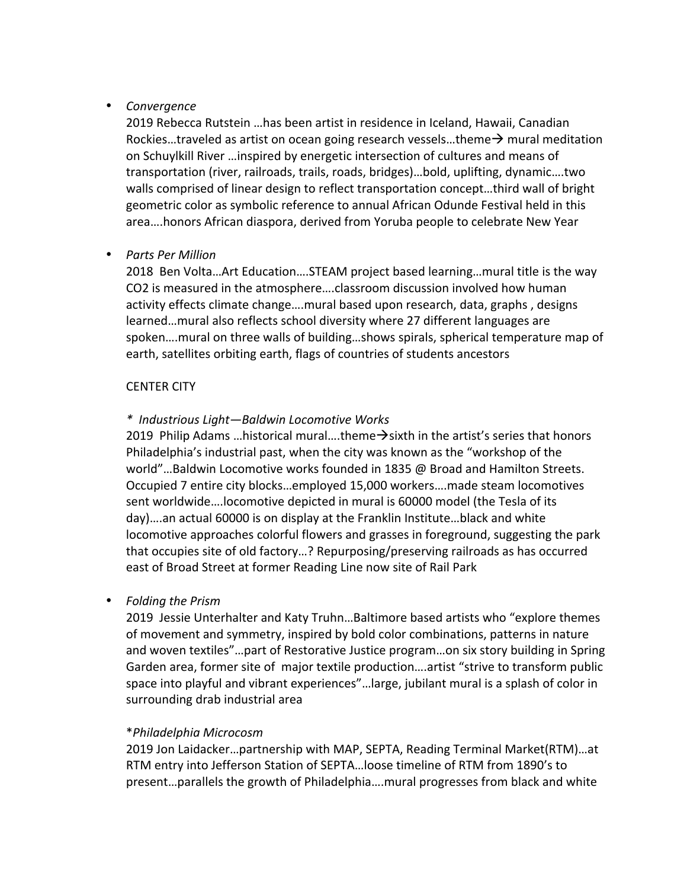- *Convergence*
  2019 Rebecca Rutstein …has been artist in residence in Iceland, Hawaii, Canadian Rockies…traveled as artist on ocean going research vessels…theme→ mural meditation on Schuylkill River …inspired by energetic intersection of cultures and means of transportation (river, railroads, trails, roads, bridges)…bold, uplifting, dynamic….two walls comprised of linear design to reflect transportation concept…third wall of bright geometric color as symbolic reference to annual African Odunde Festival held in this area….honors African diaspora, derived from Yoruba people to celebrate New Year

- *Parts Per Million*
  2018 Ben Volta…Art Education….STEAM project based learning…mural title is the way CO2 is measured in the atmosphere….classroom discussion involved how human activity effects climate change….mural based upon research, data, graphs , designs learned…mural also reflects school diversity where 27 different languages are spoken….mural on three walls of building…shows spirals, spherical temperature map of earth, satellites orbiting earth, flags of countries of students ancestors

  CENTER CITY

  * *Industrious Light—Baldwin Locomotive Works*
  2019 Philip Adams …historical mural….theme→sixth in the artist's series that honors Philadelphia's industrial past, when the city was known as the "workshop of the world"…Baldwin Locomotive works founded in 1835 @ Broad and Hamilton Streets. Occupied 7 entire city blocks…employed 15,000 workers….made steam locomotives sent worldwide….locomotive depicted in mural is 60000 model (the Tesla of its day)….an actual 60000 is on display at the Franklin Institute…black and white locomotive approaches colorful flowers and grasses in foreground, suggesting the park that occupies site of old factory…? Repurposing/preserving railroads as has occurred east of Broad Street at former Reading Line now site of Rail Park

- *Folding the Prism*
  2019 Jessie Unterhalter and Katy Truhn…Baltimore based artists who "explore themes of movement and symmetry, inspired by bold color combinations, patterns in nature and woven textiles"…part of Restorative Justice program…on six story building in Spring Garden area, former site of major textile production….artist "strive to transform public space into playful and vibrant experiences"…large, jubilant mural is a splash of color in surrounding drab industrial area

  **Philadelphia Microcosm*
  2019 Jon Laidacker…partnership with MAP, SEPTA, Reading Terminal Market(RTM)…at RTM entry into Jefferson Station of SEPTA…loose timeline of RTM from 1890's to present…parallels the growth of Philadelphia….mural progresses from black and white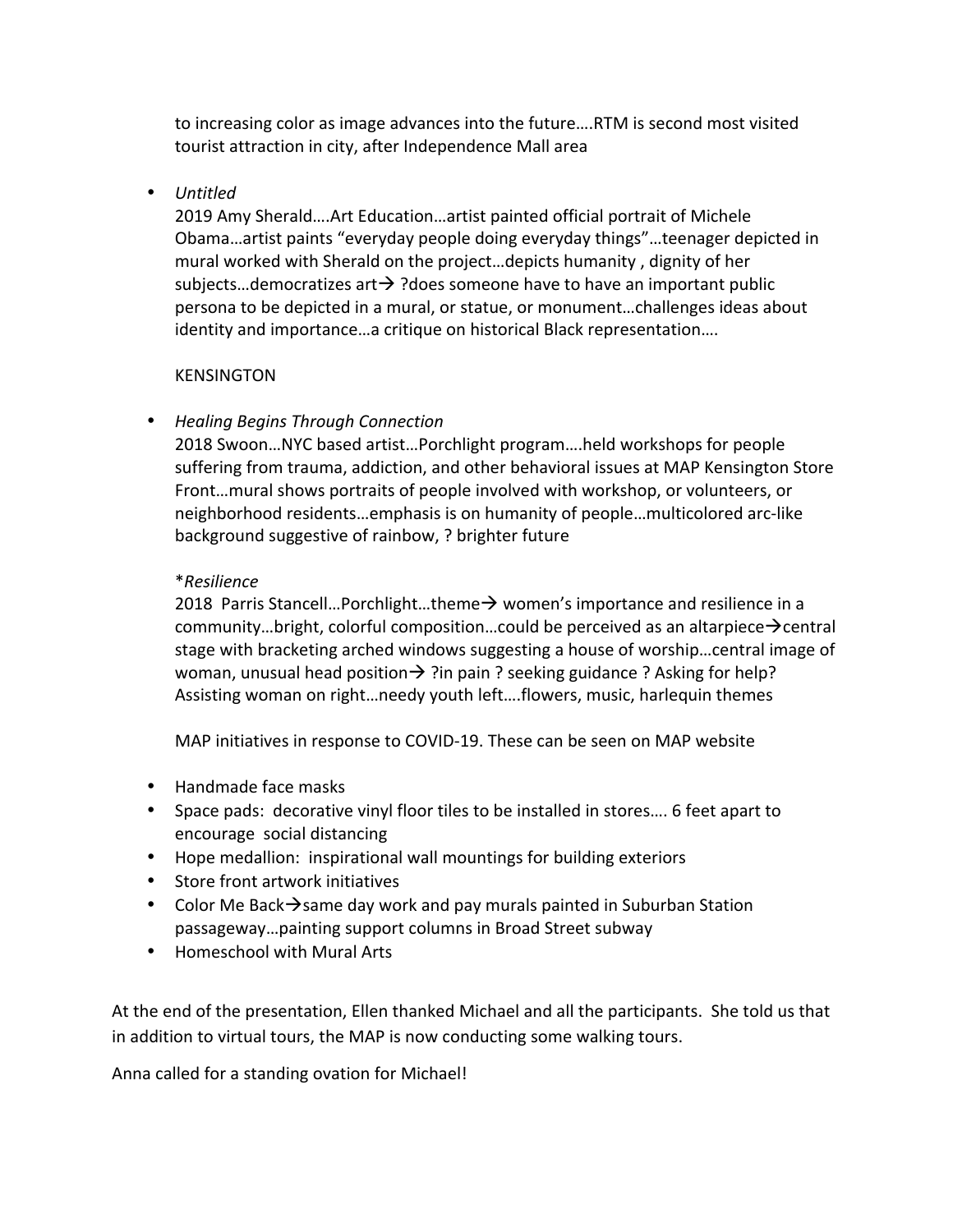to increasing color as image advances into the future….RTM is second most visited tourist attraction in city, after Independence Mall area

- *Untitled*
  2019 Amy Sherald….Art Education…artist painted official portrait of Michele Obama…artist paints "everyday people doing everyday things"…teenager depicted in mural worked with Sherald on the project…depicts humanity , dignity of her subjects…democratizes art→ ?does someone have to have an important public persona to be depicted in a mural, or statue, or monument…challenges ideas about identity and importance…a critique on historical Black representation….

  KENSINGTON

- *Healing Begins Through Connection*
  2018 Swoon…NYC based artist…Porchlight program….held workshops for people suffering from trauma, addiction, and other behavioral issues at MAP Kensington Store Front…mural shows portraits of people involved with workshop, or volunteers, or neighborhood residents…emphasis is on humanity of people…multicolored arc-like background suggestive of rainbow, ? brighter future

  **Resilience*
  2018 Parris Stancell…Porchlight…theme→ women's importance and resilience in a community…bright, colorful composition…could be perceived as an altarpiece→central stage with bracketing arched windows suggesting a house of worship…central image of woman, unusual head position→ ?in pain ? seeking guidance ? Asking for help? Assisting woman on right…needy youth left….flowers, music, harlequin themes

  MAP initiatives in response to COVID-19. These can be seen on MAP website

- Handmade face masks
- Space pads: decorative vinyl floor tiles to be installed in stores…. 6 feet apart to encourage social distancing
- Hope medallion: inspirational wall mountings for building exteriors
- Store front artwork initiatives
- Color Me Back→same day work and pay murals painted in Suburban Station passageway…painting support columns in Broad Street subway
- Homeschool with Mural Arts

At the end of the presentation, Ellen thanked Michael and all the participants. She told us that in addition to virtual tours, the MAP is now conducting some walking tours.

Anna called for a standing ovation for Michael!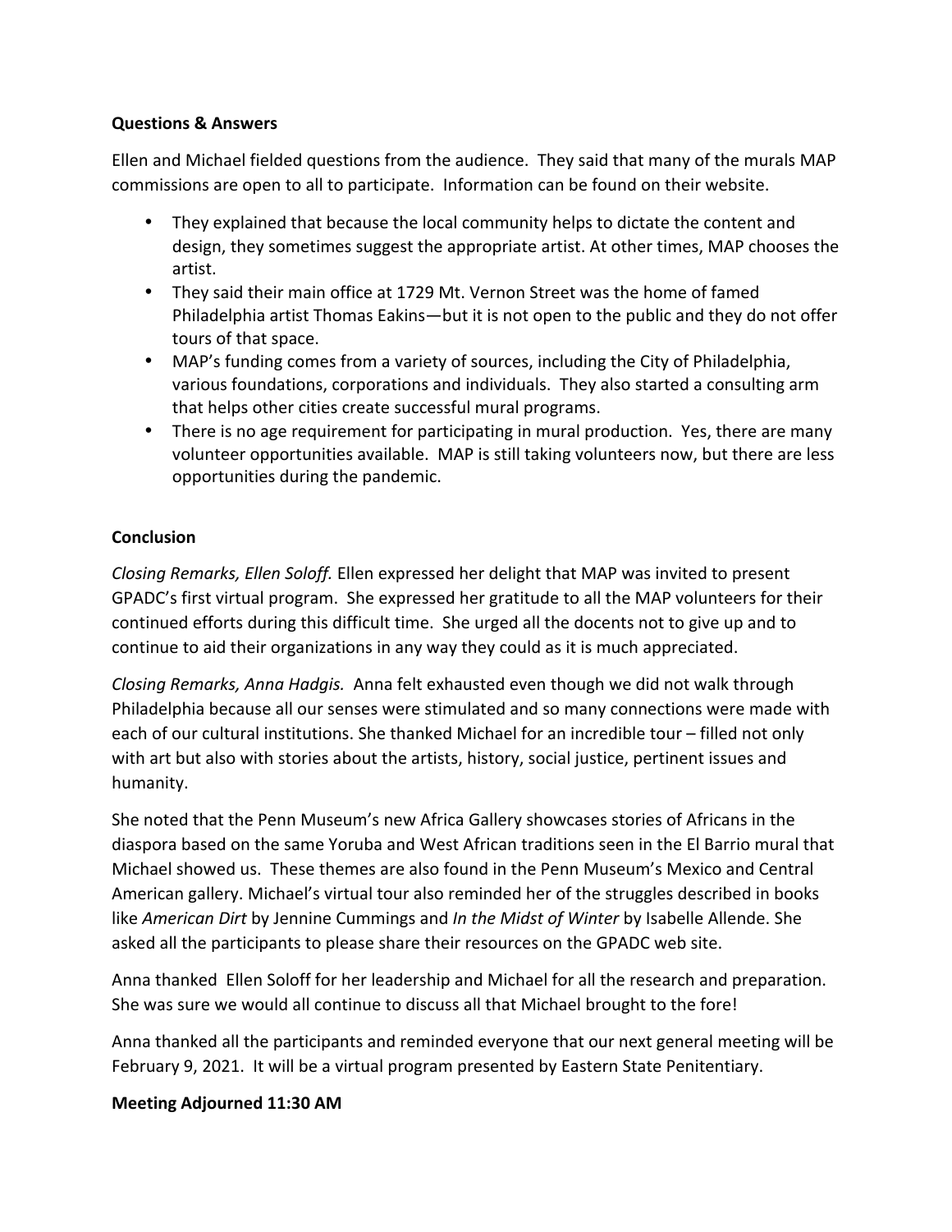**Questions & Answers**

Ellen and Michael fielded questions from the audience. They said that many of the murals MAP commissions are open to all to participate. Information can be found on their website.

- They explained that because the local community helps to dictate the content and design, they sometimes suggest the appropriate artist. At other times, MAP chooses the artist.
- They said their main office at 1729 Mt. Vernon Street was the home of famed Philadelphia artist Thomas Eakins—but it is not open to the public and they do not offer tours of that space.
- MAP's funding comes from a variety of sources, including the City of Philadelphia, various foundations, corporations and individuals. They also started a consulting arm that helps other cities create successful mural programs.
- There is no age requirement for participating in mural production. Yes, there are many volunteer opportunities available. MAP is still taking volunteers now, but there are less opportunities during the pandemic.

**Conclusion**

*Closing Remarks, Ellen Soloff.* Ellen expressed her delight that MAP was invited to present GPADC's first virtual program. She expressed her gratitude to all the MAP volunteers for their continued efforts during this difficult time. She urged all the docents not to give up and to continue to aid their organizations in any way they could as it is much appreciated.

*Closing Remarks, Anna Hadgis.* Anna felt exhausted even though we did not walk through Philadelphia because all our senses were stimulated and so many connections were made with each of our cultural institutions. She thanked Michael for an incredible tour – filled not only with art but also with stories about the artists, history, social justice, pertinent issues and humanity.

She noted that the Penn Museum's new Africa Gallery showcases stories of Africans in the diaspora based on the same Yoruba and West African traditions seen in the El Barrio mural that Michael showed us. These themes are also found in the Penn Museum's Mexico and Central American gallery. Michael's virtual tour also reminded her of the struggles described in books like *American Dirt* by Jennine Cummings and *In the Midst of Winter* by Isabelle Allende. She asked all the participants to please share their resources on the GPADC web site.

Anna thanked Ellen Soloff for her leadership and Michael for all the research and preparation. She was sure we would all continue to discuss all that Michael brought to the fore!

Anna thanked all the participants and reminded everyone that our next general meeting will be February 9, 2021. It will be a virtual program presented by Eastern State Penitentiary.

**Meeting Adjourned 11:30 AM**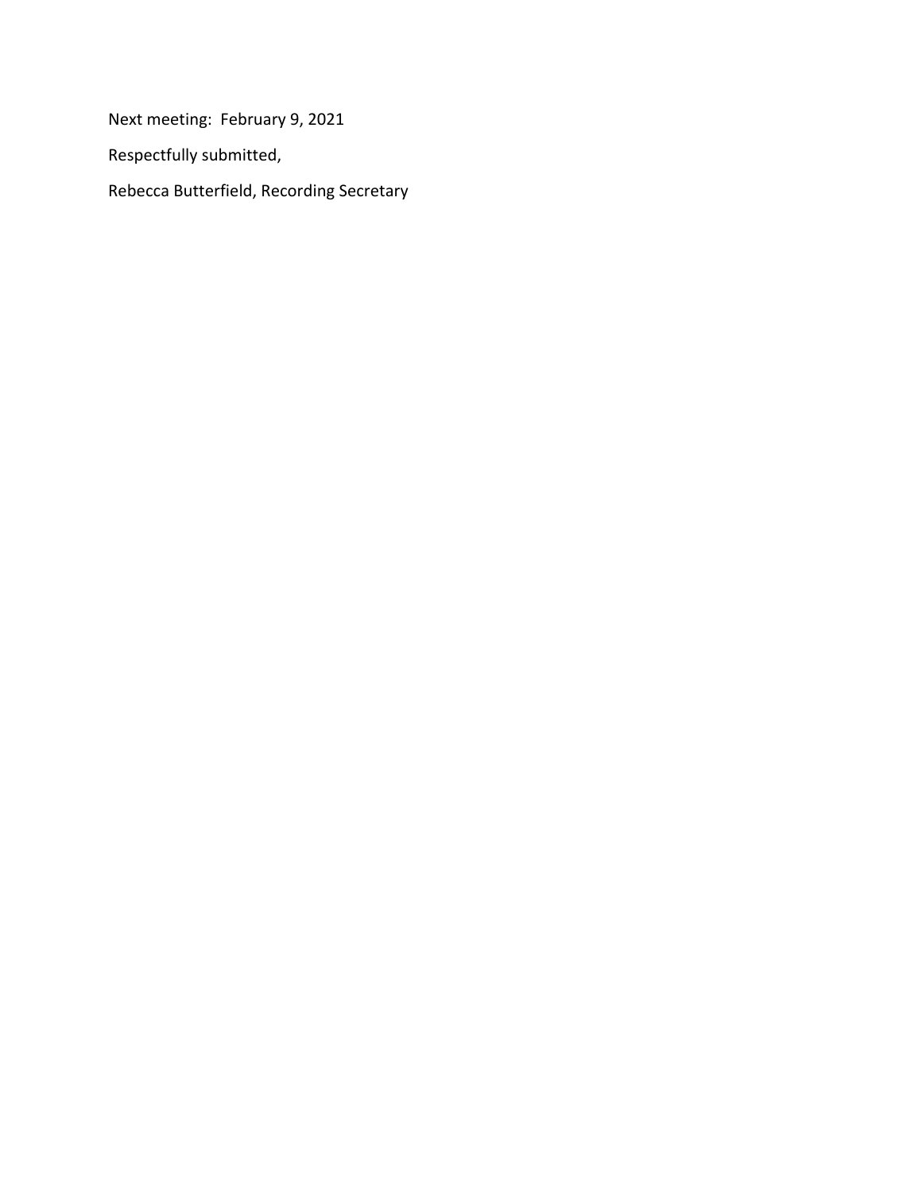Next meeting: February 9, 2021

Respectfully submitted,

Rebecca Butterfield, Recording Secretary